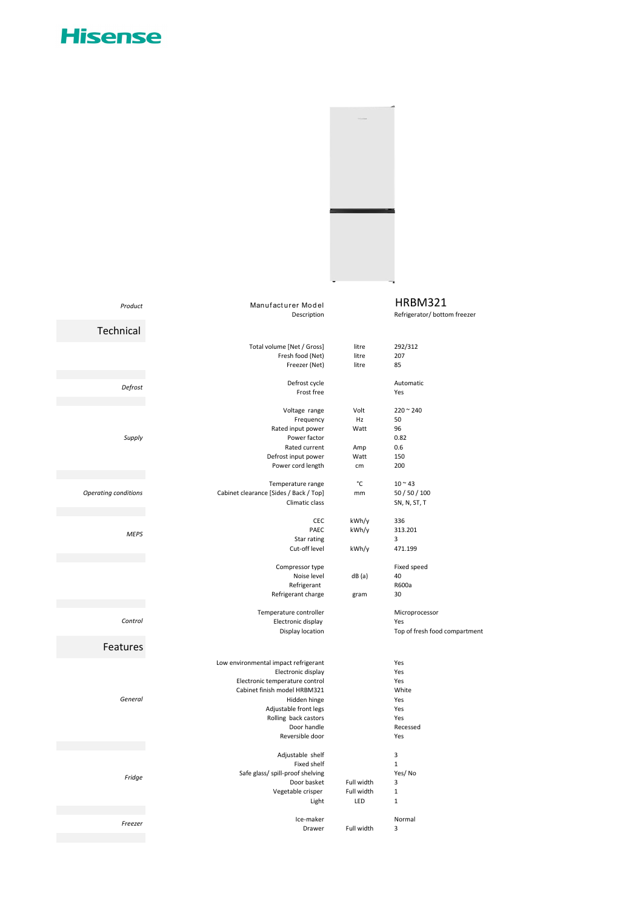# Hisense

| Product | Manufacturer Model | | HRBM321 |
|---|---|---|---|
| | Description | | Refrigerator/ bottom freezer |

## Technical

| | | | |
|---|---|---|---|
| | Total volume [Net / Gross] | litre | 292/312 |
| | Fresh food (Net) | litre | 207 |
| | Freezer (Net) | litre | 85 |
| *Defrost* | Defrost cycle | | Automatic |
| | Frost free | | Yes |
| *Supply* | Voltage range | Volt | 220 ~ 240 |
| | Frequency | Hz | 50 |
| | Rated input power | Watt | 96 |
| | Power factor | | 0.82 |
| | Rated current | Amp | 0.6 |
| | Defrost input power | Watt | 150 |
| | Power cord length | cm | 200 |
| *Operating conditions* | Temperature range | °C | 10 ~ 43 |
| | Cabinet clearance [Sides / Back / Top] | mm | 50 / 50 / 100 |
| | Climatic class | | SN, N, ST, T |
| *MEPS* | CEC | kWh/y | 336 |
| | PAEC | kWh/y | 313.201 |
| | Star rating | | 3 |
| | Cut-off level | kWh/y | 471.199 |
| | Compressor type | | Fixed speed |
| | Noise level | dB (a) | 40 |
| | Refrigerant | | R600a |
| | Refrigerant charge | gram | 30 |
| *Control* | Temperature controller | | Microprocessor |
| | Electronic display | | Yes |
| | Display location | | Top of fresh food compartment |

## Features

| | | | |
|---|---|---|---|
| *General* | Low environmental impact refrigerant | | Yes |
| | Electronic display | | Yes |
| | Electronic temperature control | | Yes |
| | Cabinet finish model HRBM321 | | White |
| | Hidden hinge | | Yes |
| | Adjustable front legs | | Yes |
| | Rolling back castors | | Yes |
| | Door handle | | Recessed |
| | Reversible door | | Yes |
| *Fridge* | Adjustable shelf | | 3 |
| | Fixed shelf | | 1 |
| | Safe glass/ spill-proof shelving | | Yes/ No |
| | Door basket | Full width | 3 |
| | Vegetable crisper | Full width | 1 |
| | Light | LED | 1 |
| *Freezer* | Ice-maker | | Normal |
| | Drawer | Full width | 3 |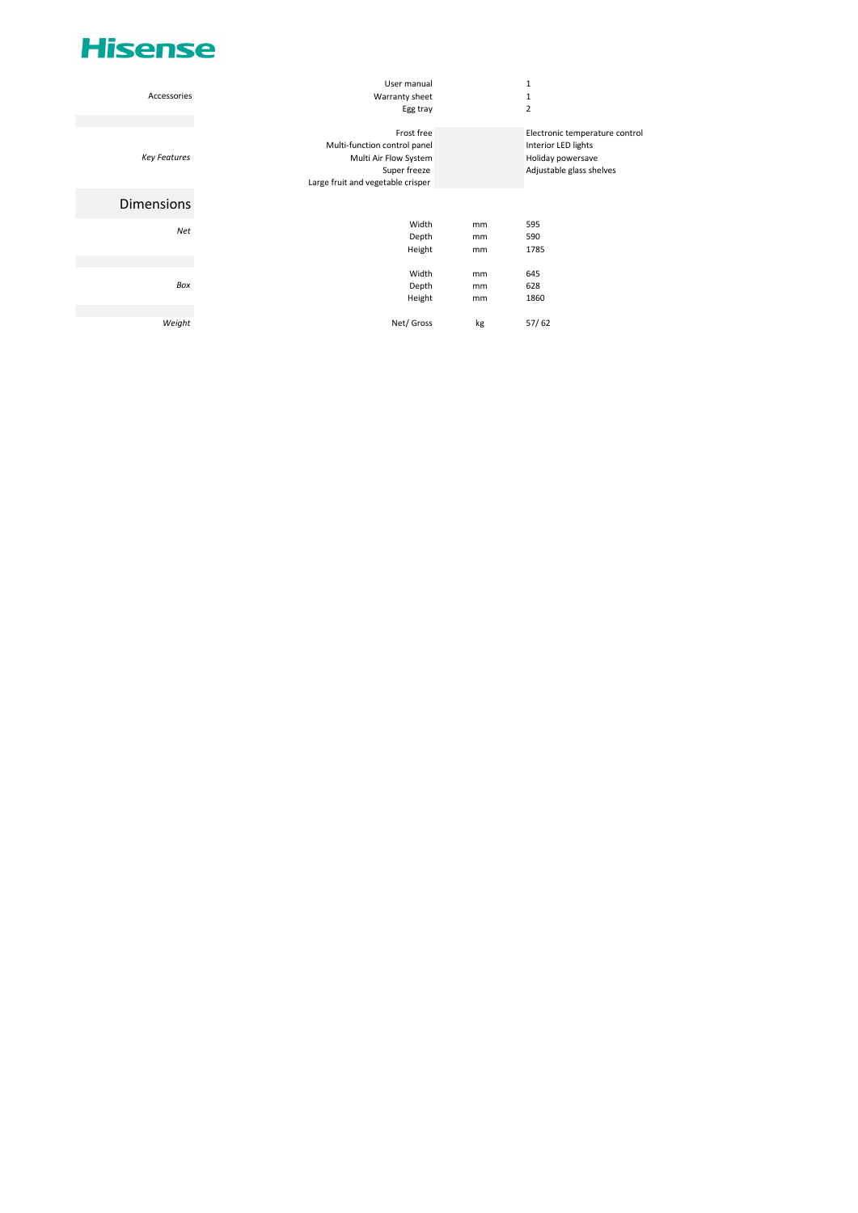Hisense

| | | | |
|---|---|---|---|
| Accessories | User manual | | 1 |
| | Warranty sheet | | 1 |
| | Egg tray | | 2 |
| *Key Features* | Frost free | | Electronic temperature control |
| | Multi-function control panel | | Interior LED lights |
| | Multi Air Flow System | | Holiday powersave |
| | Super freeze | | Adjustable glass shelves |
| | Large fruit and vegetable crisper | | |

## Dimensions

| | | | |
|---|---|---|---|
| *Net* | Width | mm | 595 |
| | Depth | mm | 590 |
| | Height | mm | 1785 |
| *Box* | Width | mm | 645 |
| | Depth | mm | 628 |
| | Height | mm | 1860 |
| *Weight* | Net/ Gross | kg | 57/ 62 |